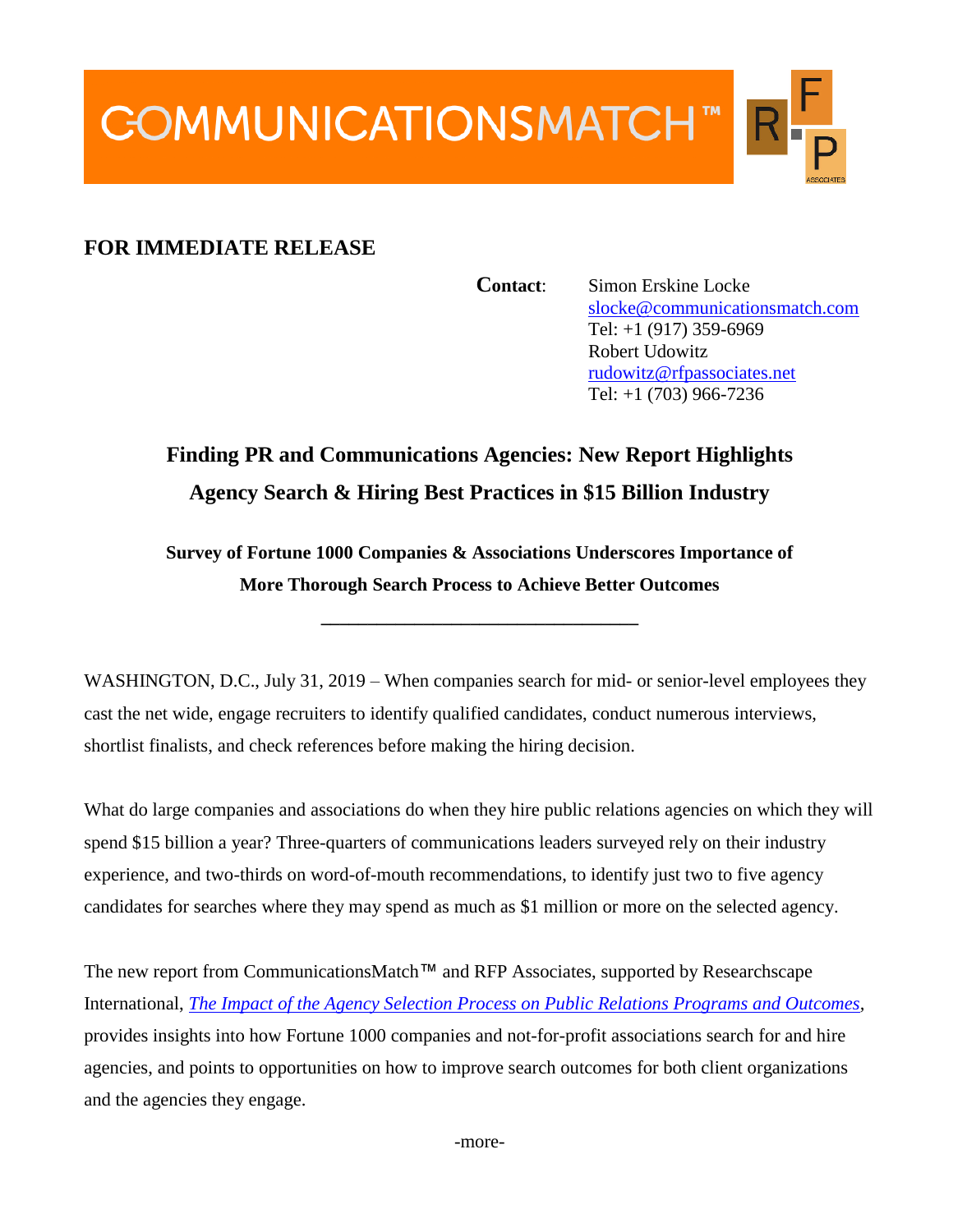COMMUNICATIONSMATCH™ RFP ASSOCIATES

**FOR IMMEDIATE RELEASE**

**Contact**: Simon Erskine Locke
slocke@communicationsmatch.com
Tel: +1 (917) 359-6969
Robert Udowitz
rudowitz@rfpassociates.net
Tel: +1 (703) 966-7236

# Finding PR and Communications Agencies: New Report Highlights Agency Search & Hiring Best Practices in $15 Billion Industry

## Survey of Fortune 1000 Companies & Associations Underscores Importance of More Thorough Search Process to Achieve Better Outcomes

---

WASHINGTON, D.C., July 31, 2019 – When companies search for mid- or senior-level employees they cast the net wide, engage recruiters to identify qualified candidates, conduct numerous interviews, shortlist finalists, and check references before making the hiring decision.

What do large companies and associations do when they hire public relations agencies on which they will spend $15 billion a year? Three-quarters of communications leaders surveyed rely on their industry experience, and two-thirds on word-of-mouth recommendations, to identify just two to five agency candidates for searches where they may spend as much as $1 million or more on the selected agency.

The new report from CommunicationsMatch™ and RFP Associates, supported by Researchscape International, *The Impact of the Agency Selection Process on Public Relations Programs and Outcomes*, provides insights into how Fortune 1000 companies and not-for-profit associations search for and hire agencies, and points to opportunities on how to improve search outcomes for both client organizations and the agencies they engage.

-more-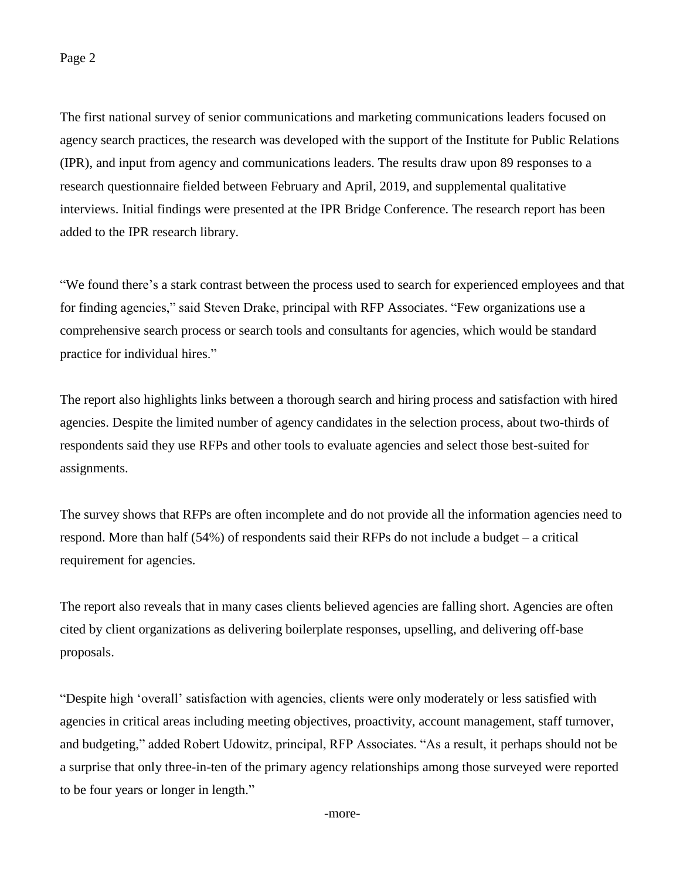The first national survey of senior communications and marketing communications leaders focused on agency search practices, the research was developed with the support of the Institute for Public Relations (IPR), and input from agency and communications leaders. The results draw upon 89 responses to a research questionnaire fielded between February and April, 2019, and supplemental qualitative interviews. Initial findings were presented at the IPR Bridge Conference. The research report has been added to the IPR research library.

"We found there's a stark contrast between the process used to search for experienced employees and that for finding agencies," said Steven Drake, principal with RFP Associates. "Few organizations use a comprehensive search process or search tools and consultants for agencies, which would be standard practice for individual hires."

The report also highlights links between a thorough search and hiring process and satisfaction with hired agencies. Despite the limited number of agency candidates in the selection process, about two-thirds of respondents said they use RFPs and other tools to evaluate agencies and select those best-suited for assignments.

The survey shows that RFPs are often incomplete and do not provide all the information agencies need to respond. More than half (54%) of respondents said their RFPs do not include a budget – a critical requirement for agencies.

The report also reveals that in many cases clients believed agencies are falling short. Agencies are often cited by client organizations as delivering boilerplate responses, upselling, and delivering off-base proposals.

"Despite high 'overall' satisfaction with agencies, clients were only moderately or less satisfied with agencies in critical areas including meeting objectives, proactivity, account management, staff turnover, and budgeting," added Robert Udowitz, principal, RFP Associates. "As a result, it perhaps should not be a surprise that only three-in-ten of the primary agency relationships among those surveyed were reported to be four years or longer in length."

-more-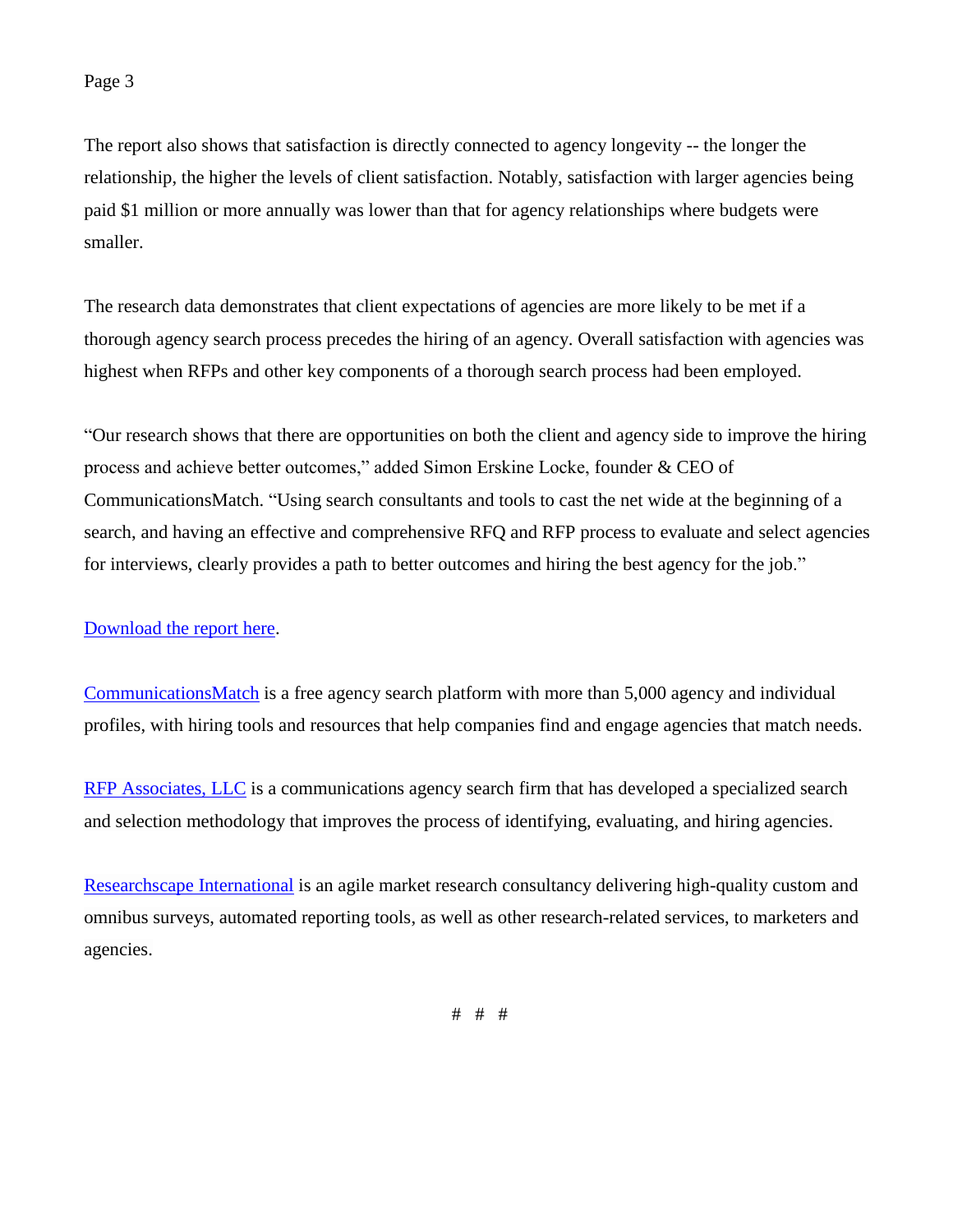The report also shows that satisfaction is directly connected to agency longevity -- the longer the relationship, the higher the levels of client satisfaction. Notably, satisfaction with larger agencies being paid $1 million or more annually was lower than that for agency relationships where budgets were smaller.

The research data demonstrates that client expectations of agencies are more likely to be met if a thorough agency search process precedes the hiring of an agency. Overall satisfaction with agencies was highest when RFPs and other key components of a thorough search process had been employed.

"Our research shows that there are opportunities on both the client and agency side to improve the hiring process and achieve better outcomes," added Simon Erskine Locke, founder & CEO of CommunicationsMatch. "Using search consultants and tools to cast the net wide at the beginning of a search, and having an effective and comprehensive RFQ and RFP process to evaluate and select agencies for interviews, clearly provides a path to better outcomes and hiring the best agency for the job."

Download the report here.

CommunicationsMatch is a free agency search platform with more than 5,000 agency and individual profiles, with hiring tools and resources that help companies find and engage agencies that match needs.

RFP Associates, LLC is a communications agency search firm that has developed a specialized search and selection methodology that improves the process of identifying, evaluating, and hiring agencies.

Researchscape International is an agile market research consultancy delivering high-quality custom and omnibus surveys, automated reporting tools, as well as other research-related services, to marketers and agencies.

# # #